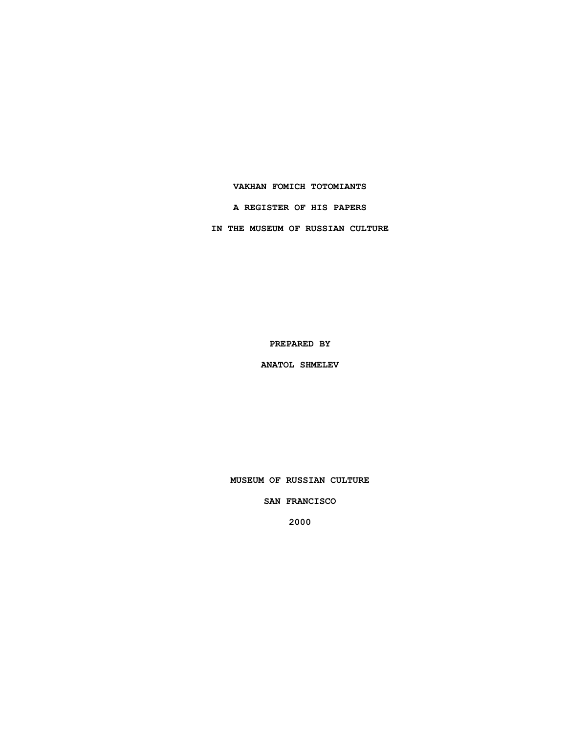# VAKHAN FOMICH TOTOMIANTS

## A REGISTER OF HIS PAPERS

## IN THE MUSEUM OF RUSSIAN CULTURE

PREPARED BY

ANATOL SHMELEV

MUSEUM OF RUSSIAN CULTURE

SAN FRANCISCO

2000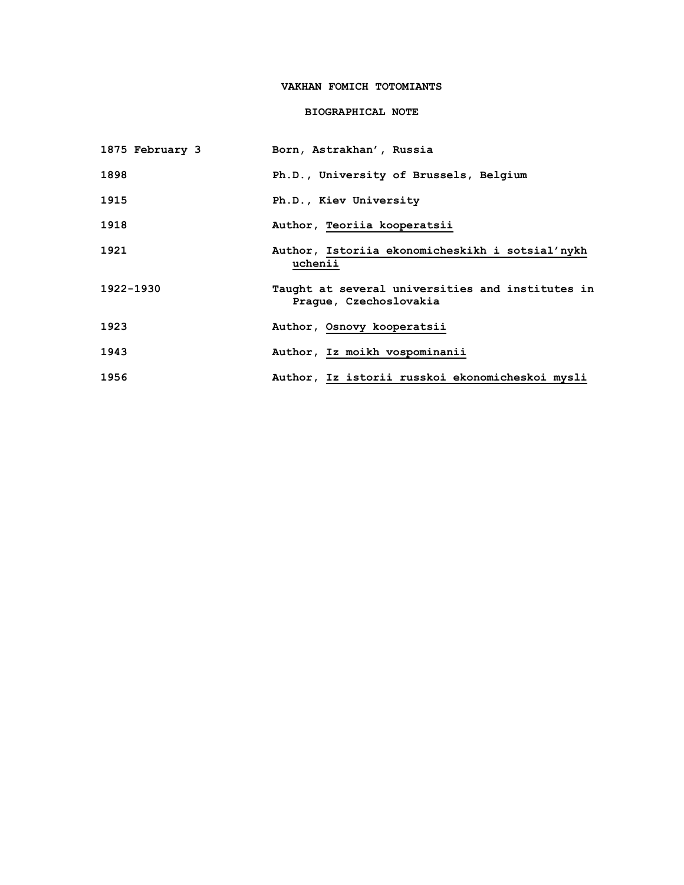# VAKHAN FOMICH TOTOMIANTS

## BIOGRAPHICAL NOTE

| | |
|---|---|
| 1875 February 3 | Born, Astrakhan', Russia |
| 1898 | Ph.D., University of Brussels, Belgium |
| 1915 | Ph.D., Kiev University |
| 1918 | Author, <u>Teoriia kooperatsii</u> |
| 1921 | Author, <u>Istoriia ekonomicheskikh i sotsial'nykh uchenii</u> |
| 1922-1930 | Taught at several universities and institutes in Prague, Czechoslovakia |
| 1923 | Author, <u>Osnovy kooperatsii</u> |
| 1943 | Author, <u>Iz moikh vospominanii</u> |
| 1956 | Author, <u>Iz istorii russkoi ekonomicheskoi mysli</u> |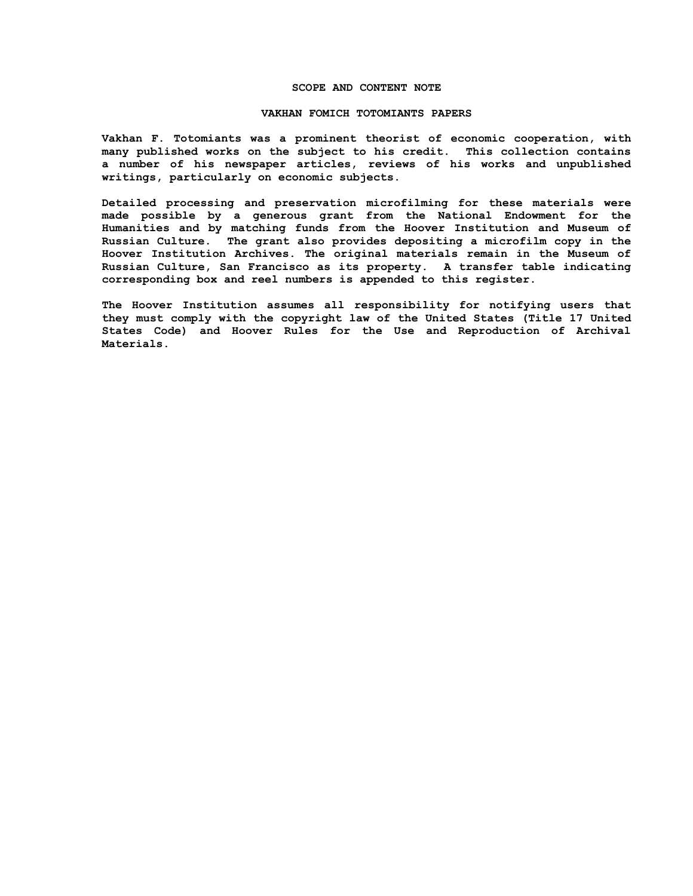## SCOPE AND CONTENT NOTE

### VAKHAN FOMICH TOTOMIANTS PAPERS

Vakhan F. Totomiants was a prominent theorist of economic cooperation, with many published works on the subject to his credit. This collection contains a number of his newspaper articles, reviews of his works and unpublished writings, particularly on economic subjects.

Detailed processing and preservation microfilming for these materials were made possible by a generous grant from the National Endowment for the Humanities and by matching funds from the Hoover Institution and Museum of Russian Culture. The grant also provides depositing a microfilm copy in the Hoover Institution Archives. The original materials remain in the Museum of Russian Culture, San Francisco as its property. A transfer table indicating corresponding box and reel numbers is appended to this register.

The Hoover Institution assumes all responsibility for notifying users that they must comply with the copyright law of the United States (Title 17 United States Code) and Hoover Rules for the Use and Reproduction of Archival Materials.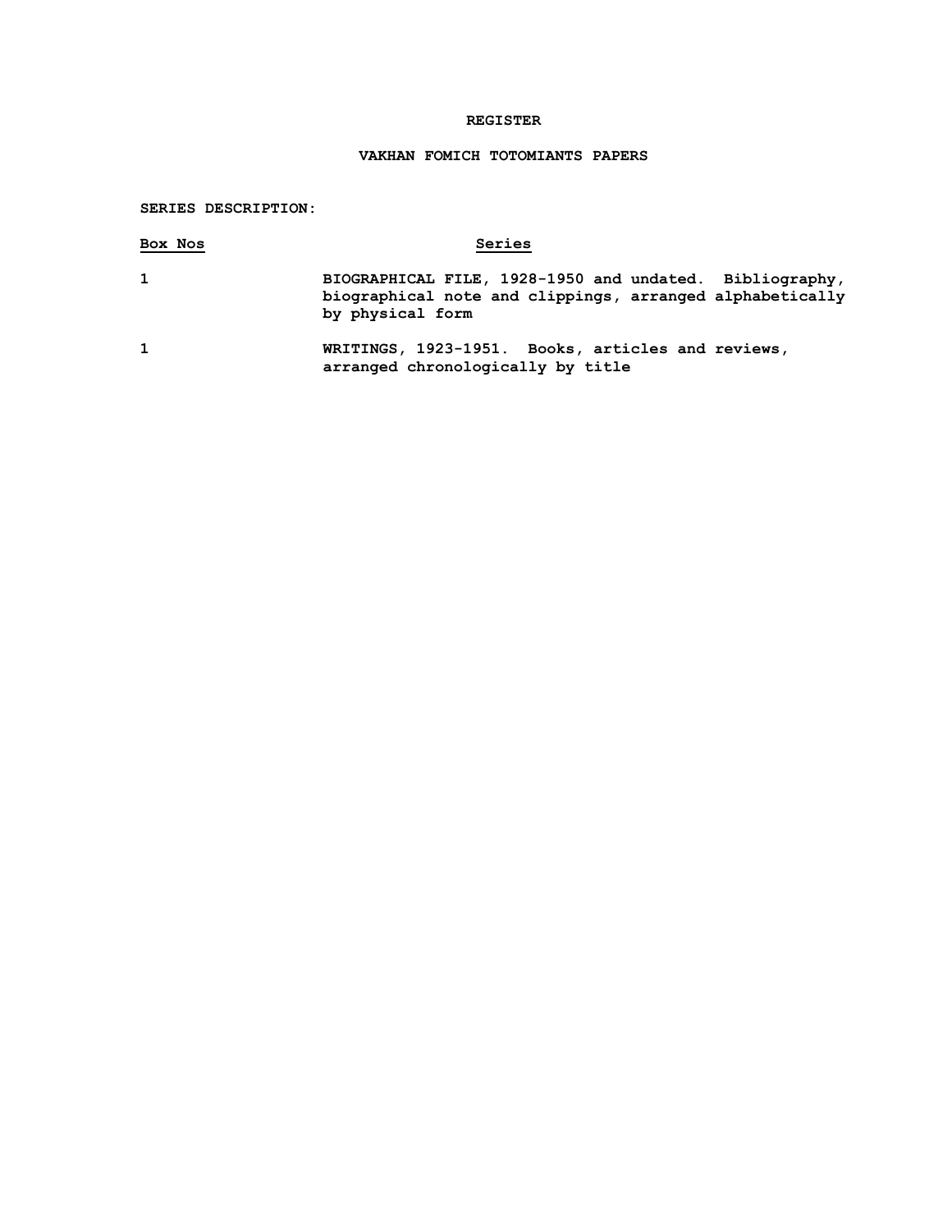# REGISTER

## VAKHAN FOMICH TOTOMIANTS PAPERS

**SERIES DESCRIPTION:**

| Box Nos | Series |
|---|---|
| 1 | BIOGRAPHICAL FILE, 1928-1950 and undated. Bibliography, biographical note and clippings, arranged alphabetically by physical form |
| 1 | WRITINGS, 1923-1951. Books, articles and reviews, arranged chronologically by title |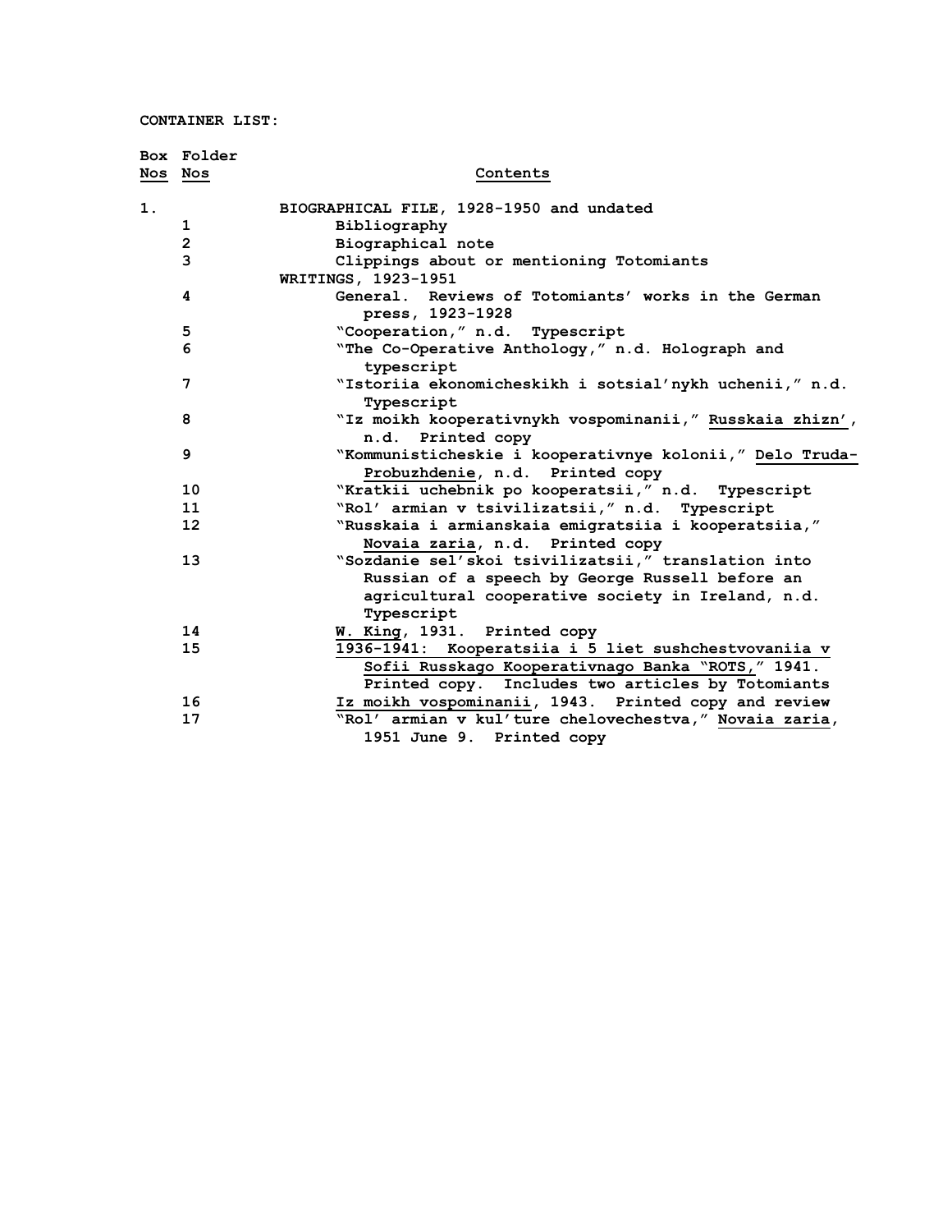**CONTAINER LIST:**

| Box Nos | Folder Nos | Contents |
|---|---|---|
| 1. | | BIOGRAPHICAL FILE, 1928-1950 and undated |
| | 1 | Bibliography |
| | 2 | Biographical note |
| | 3 | Clippings about or mentioning Totomiants |
| | | WRITINGS, 1923-1951 |
| | 4 | General. Reviews of Totomiants' works in the German press, 1923-1928 |
| | 5 | "Cooperation," n.d. Typescript |
| | 6 | "The Co-Operative Anthology," n.d. Holograph and typescript |
| | 7 | "Istoriia ekonomicheskikh i sotsial'nykh uchenii," n.d. Typescript |
| | 8 | "Iz moikh kooperativnykh vospominanii," Russkaia zhizn', n.d. Printed copy |
| | 9 | "Kommunisticheskie i kooperativnye kolonii," Delo Truda-Probuzhdenie, n.d. Printed copy |
| | 10 | "Kratkii uchebnik po kooperatsii," n.d. Typescript |
| | 11 | "Rol' armian v tsivilizatsii," n.d. Typescript |
| | 12 | "Russkaia i armianskaia emigratsiia i kooperatsiia," Novaia zaria, n.d. Printed copy |
| | 13 | "Sozdanie sel'skoi tsivilizatsii," translation into Russian of a speech by George Russell before an agricultural cooperative society in Ireland, n.d. Typescript |
| | 14 | W. King, 1931. Printed copy |
| | 15 | 1936-1941: Kooperatsiia i 5 liet sushchestvovaniia v Sofii Russkago Kooperativnago Banka "ROTS," 1941. Printed copy. Includes two articles by Totomiants |
| | 16 | Iz moikh vospominanii, 1943. Printed copy and review |
| | 17 | "Rol' armian v kul'ture chelovechestva," Novaia zaria, 1951 June 9. Printed copy |